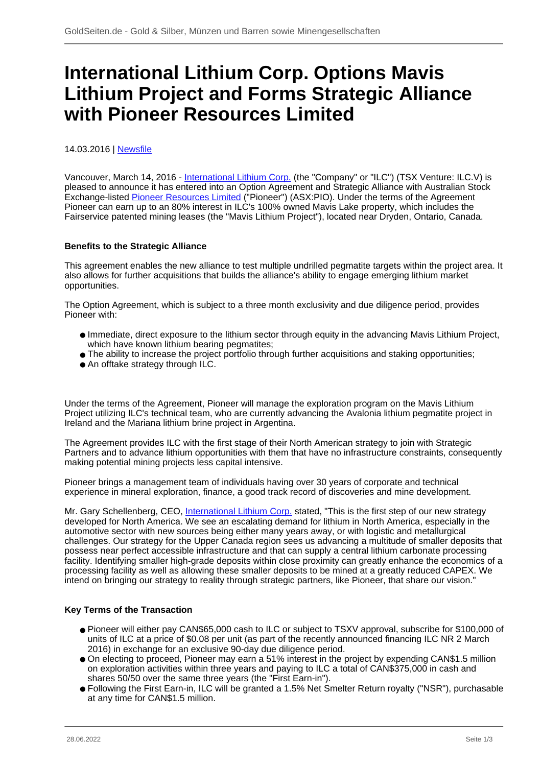# International Lithium Corp. Options Mavis Lithium Project and Forms Strategic Alliance with Pioneer Resources Limited

14.03.2016 | Newsfile

Vancouver, March 14, 2016 - International Lithium Corp. (the "Company" or "ILC") (TSX Venture: ILC.V) is pleased to announce it has entered into an Option Agreement and Strategic Alliance with Australian Stock Exchange-listed Pioneer Resources Limited ("Pioneer") (ASX:PIO). Under the terms of the Agreement Pioneer can earn up to an 80% interest in ILC's 100% owned Mavis Lake property, which includes the Fairservice patented mining leases (the "Mavis Lithium Project"), located near Dryden, Ontario, Canada.

**Benefits to the Strategic Alliance**

This agreement enables the new alliance to test multiple undrilled pegmatite targets within the project area. It also allows for further acquisitions that builds the alliance's ability to engage emerging lithium market opportunities.

The Option Agreement, which is subject to a three month exclusivity and due diligence period, provides Pioneer with:

- Immediate, direct exposure to the lithium sector through equity in the advancing Mavis Lithium Project, which have known lithium bearing pegmatites;
- The ability to increase the project portfolio through further acquisitions and staking opportunities;
- An offtake strategy through ILC.

Under the terms of the Agreement, Pioneer will manage the exploration program on the Mavis Lithium Project utilizing ILC's technical team, who are currently advancing the Avalonia lithium pegmatite project in Ireland and the Mariana lithium brine project in Argentina.

The Agreement provides ILC with the first stage of their North American strategy to join with Strategic Partners and to advance lithium opportunities with them that have no infrastructure constraints, consequently making potential mining projects less capital intensive.

Pioneer brings a management team of individuals having over 30 years of corporate and technical experience in mineral exploration, finance, a good track record of discoveries and mine development.

Mr. Gary Schellenberg, CEO, International Lithium Corp. stated, "This is the first step of our new strategy developed for North America. We see an escalating demand for lithium in North America, especially in the automotive sector with new sources being either many years away, or with logistic and metallurgical challenges. Our strategy for the Upper Canada region sees us advancing a multitude of smaller deposits that possess near perfect accessible infrastructure and that can supply a central lithium carbonate processing facility. Identifying smaller high-grade deposits within close proximity can greatly enhance the economics of a processing facility as well as allowing these smaller deposits to be mined at a greatly reduced CAPEX. We intend on bringing our strategy to reality through strategic partners, like Pioneer, that share our vision."

**Key Terms of the Transaction**

- Pioneer will either pay CAN$65,000 cash to ILC or subject to TSXV approval, subscribe for $100,000 of units of ILC at a price of $0.08 per unit (as part of the recently announced financing ILC NR 2 March 2016) in exchange for an exclusive 90-day due diligence period.
- On electing to proceed, Pioneer may earn a 51% interest in the project by expending CAN$1.5 million on exploration activities within three years and paying to ILC a total of CAN$375,000 in cash and shares 50/50 over the same three years (the "First Earn-in").
- Following the First Earn-in, ILC will be granted a 1.5% Net Smelter Return royalty ("NSR"), purchasable at any time for CAN$1.5 million.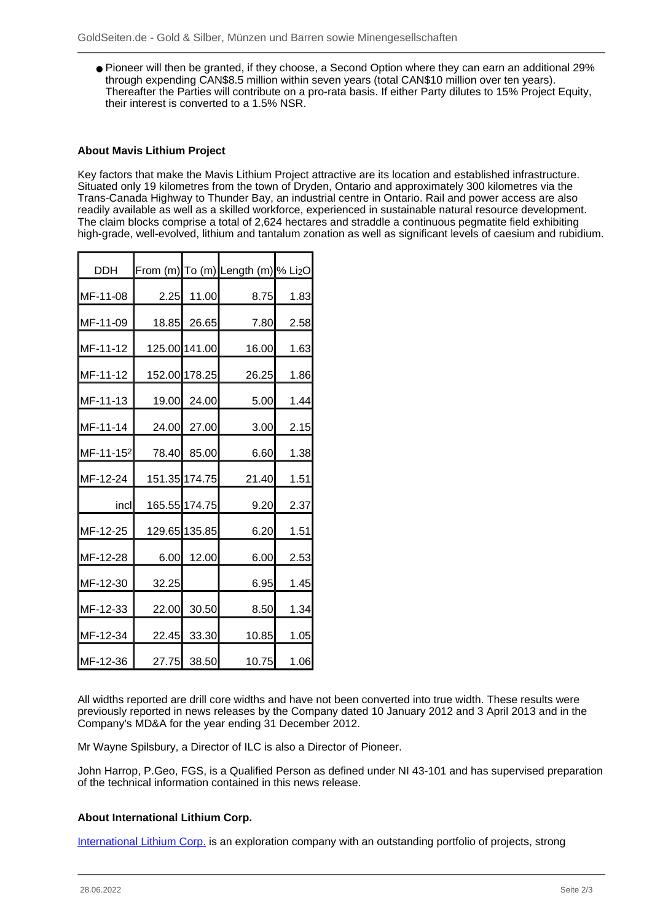- Pioneer will then be granted, if they choose, a Second Option where they can earn an additional 29% through expending CAN$8.5 million within seven years (total CAN$10 million over ten years). Thereafter the Parties will contribute on a pro-rata basis. If either Party dilutes to 15% Project Equity, their interest is converted to a 1.5% NSR.

**About Mavis Lithium Project**

Key factors that make the Mavis Lithium Project attractive are its location and established infrastructure. Situated only 19 kilometres from the town of Dryden, Ontario and approximately 300 kilometres via the Trans-Canada Highway to Thunder Bay, an industrial centre in Ontario. Rail and power access are also readily available as well as a skilled workforce, experienced in sustainable natural resource development. The claim blocks comprise a total of 2,624 hectares and straddle a continuous pegmatite field exhibiting high-grade, well-evolved, lithium and tantalum zonation as well as significant levels of caesium and rubidium.

| DDH | From (m) | To (m) | Length (m) | % $Li_2O$ |
|---|---|---|---|---|
| MF-11-08 | 2.25 | 11.00 | 8.75 | 1.83 |
| MF-11-09 | 18.85 | 26.65 | 7.80 | 2.58 |
| MF-11-12 | 125.00 | 141.00 | 16.00 | 1.63 |
| MF-11-12 | 152.00 | 178.25 | 26.25 | 1.86 |
| MF-11-13 | 19.00 | 24.00 | 5.00 | 1.44 |
| MF-11-14 | 24.00 | 27.00 | 3.00 | 2.15 |
| MF-11-15[2] | 78.40 | 85.00 | 6.60 | 1.38 |
| MF-12-24 | 151.35 | 174.75 | 21.40 | 1.51 |
| incl | 165.55 | 174.75 | 9.20 | 2.37 |
| MF-12-25 | 129.65 | 135.85 | 6.20 | 1.51 |
| MF-12-28 | 6.00 | 12.00 | 6.00 | 2.53 |
| MF-12-30 | 32.25 | | 6.95 | 1.45 |
| MF-12-33 | 22.00 | 30.50 | 8.50 | 1.34 |
| MF-12-34 | 22.45 | 33.30 | 10.85 | 1.05 |
| MF-12-36 | 27.75 | 38.50 | 10.75 | 1.06 |

All widths reported are drill core widths and have not been converted into true width. These results were previously reported in news releases by the Company dated 10 January 2012 and 3 April 2013 and in the Company's MD&A for the year ending 31 December 2012.

Mr Wayne Spilsbury, a Director of ILC is also a Director of Pioneer.

John Harrop, P.Geo, FGS, is a Qualified Person as defined under NI 43-101 and has supervised preparation of the technical information contained in this news release.

**About International Lithium Corp.**

International Lithium Corp. is an exploration company with an outstanding portfolio of projects, strong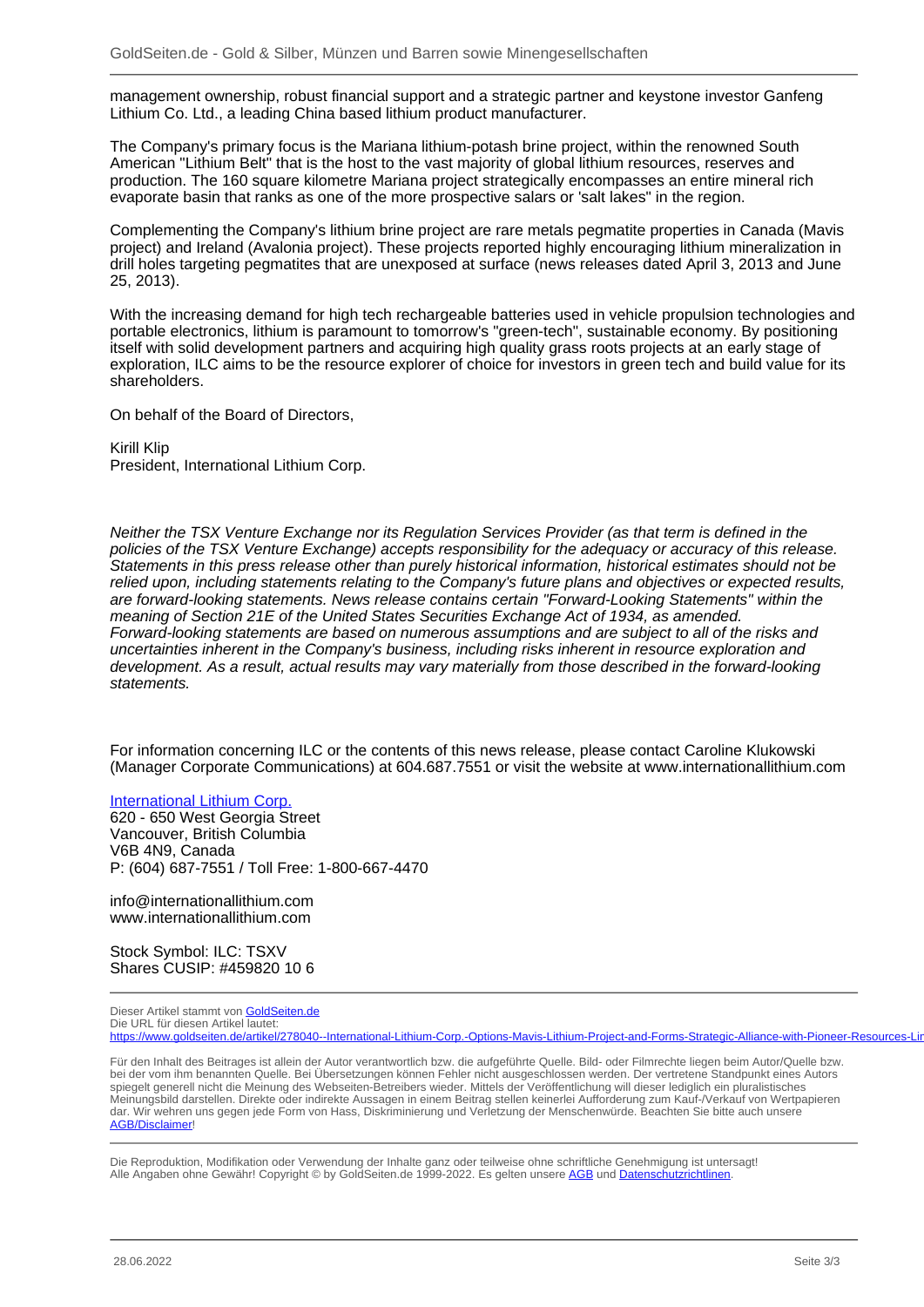management ownership, robust financial support and a strategic partner and keystone investor Ganfeng Lithium Co. Ltd., a leading China based lithium product manufacturer.

The Company's primary focus is the Mariana lithium-potash brine project, within the renowned South American "Lithium Belt" that is the host to the vast majority of global lithium resources, reserves and production. The 160 square kilometre Mariana project strategically encompasses an entire mineral rich evaporate basin that ranks as one of the more prospective salars or 'salt lakes" in the region.

Complementing the Company's lithium brine project are rare metals pegmatite properties in Canada (Mavis project) and Ireland (Avalonia project). These projects reported highly encouraging lithium mineralization in drill holes targeting pegmatites that are unexposed at surface (news releases dated April 3, 2013 and June 25, 2013).

With the increasing demand for high tech rechargeable batteries used in vehicle propulsion technologies and portable electronics, lithium is paramount to tomorrow's "green-tech", sustainable economy. By positioning itself with solid development partners and acquiring high quality grass roots projects at an early stage of exploration, ILC aims to be the resource explorer of choice for investors in green tech and build value for its shareholders.

On behalf of the Board of Directors,

Kirill Klip
President, International Lithium Corp.

*Neither the TSX Venture Exchange nor its Regulation Services Provider (as that term is defined in the policies of the TSX Venture Exchange) accepts responsibility for the adequacy or accuracy of this release. Statements in this press release other than purely historical information, historical estimates should not be relied upon, including statements relating to the Company's future plans and objectives or expected results, are forward-looking statements. News release contains certain "Forward-Looking Statements" within the meaning of Section 21E of the United States Securities Exchange Act of 1934, as amended. Forward-looking statements are based on numerous assumptions and are subject to all of the risks and uncertainties inherent in the Company's business, including risks inherent in resource exploration and development. As a result, actual results may vary materially from those described in the forward-looking statements.*

For information concerning ILC or the contents of this news release, please contact Caroline Klukowski (Manager Corporate Communications) at 604.687.7551 or visit the website at www.internationallithium.com

[International Lithium Corp.](https://www.goldseiten.de)
620 - 650 West Georgia Street
Vancouver, British Columbia
V6B 4N9, Canada
P: (604) 687-7551 / Toll Free: 1-800-667-4470

info@internationallithium.com
www.internationallithium.com

Stock Symbol: ILC: TSXV
Shares CUSIP: #459820 10 6

---

Dieser Artikel stammt von GoldSeiten.de
Die URL für diesen Artikel lautet:
https://www.goldseiten.de/artikel/278040--International-Lithium-Corp.-Options-Mavis-Lithium-Project-and-Forms-Strategic-Alliance-with-Pioneer-Resources-Lin

Für den Inhalt des Beitrages ist allein der Autor verantwortlich bzw. die aufgeführte Quelle. Bild- oder Filmrechte liegen beim Autor/Quelle bzw. bei der vom ihm benannten Quelle. Bei Übersetzungen können Fehler nicht ausgeschlossen werden. Der vertretene Standpunkt eines Autors spiegelt generell nicht die Meinung des Webseiten-Betreibers wieder. Mittels der Veröffentlichung will dieser lediglich ein pluralistisches Meinungsbild darstellen. Direkte oder indirekte Aussagen in einem Beitrag stellen keinerlei Aufforderung zum Kauf-/Verkauf von Wertpapieren dar. Wir wehren uns gegen jede Form von Hass, Diskriminierung und Verletzung der Menschenwürde. Beachten Sie bitte auch unsere AGB/Disclaimer!

---

Die Reproduktion, Modifikation oder Verwendung der Inhalte ganz oder teilweise ohne schriftliche Genehmigung ist untersagt!
Alle Angaben ohne Gewähr! Copyright © by GoldSeiten.de 1999-2022. Es gelten unsere AGB und Datenschutzrichtlinen.